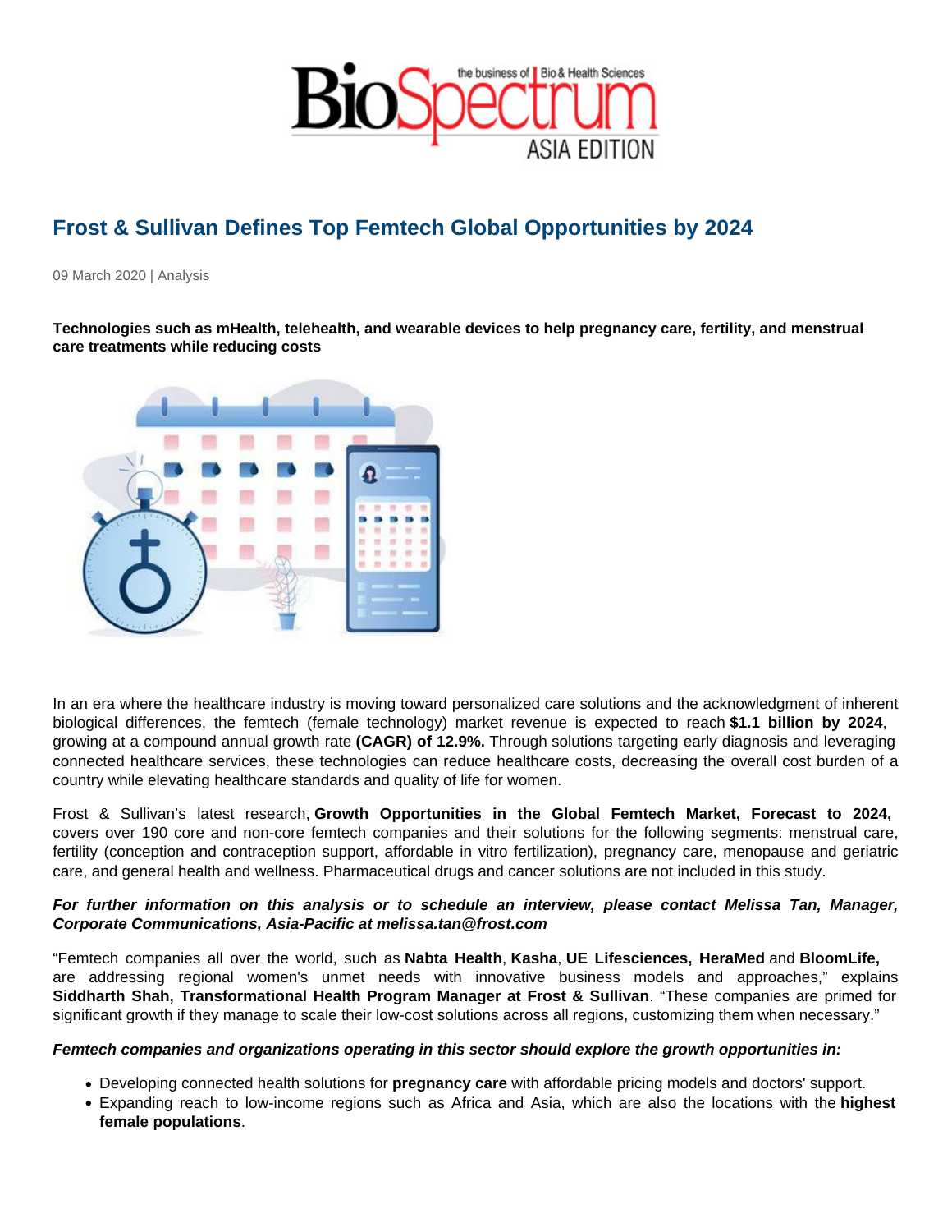# Frost & Sullivan Defines Top Femtech Global Opportunities by 2024

09 March 2020 | Analysis

**Technologies such as mHealth, telehealth, and wearable devices to help pregnancy care, fertility, and menstrual care treatments while reducing costs**

In an era where the healthcare industry is moving toward personalized care solutions and the acknowledgment of inherent biological differences, the femtech (female technology) market revenue is expected to reach **$1.1 billion by 2024**, growing at a compound annual growth rate **(CAGR) of 12.9%.** Through solutions targeting early diagnosis and leveraging connected healthcare services, these technologies can reduce healthcare costs, decreasing the overall cost burden of a country while elevating healthcare standards and quality of life for women.

Frost & Sullivan's latest research, **Growth Opportunities in the Global Femtech Market, Forecast to 2024,** covers over 190 core and non-core femtech companies and their solutions for the following segments: menstrual care, fertility (conception and contraception support, affordable in vitro fertilization), pregnancy care, menopause and geriatric care, and general health and wellness. Pharmaceutical drugs and cancer solutions are not included in this study.

***For further information on this analysis or to schedule an interview, please contact Melissa Tan, Manager, Corporate Communications, Asia-Pacific at melissa.tan@frost.com***

"Femtech companies all over the world, such as **Nabta Health**, **Kasha**, **UE Lifesciences, HeraMed** and **BloomLife,** are addressing regional women's unmet needs with innovative business models and approaches," explains **Siddharth Shah, Transformational Health Program Manager at Frost & Sullivan**. "These companies are primed for significant growth if they manage to scale their low-cost solutions across all regions, customizing them when necessary."

***Femtech companies and organizations operating in this sector should explore the growth opportunities in:***

- Developing connected health solutions for **pregnancy care** with affordable pricing models and doctors' support.
- Expanding reach to low-income regions such as Africa and Asia, which are also the locations with the **highest female populations**.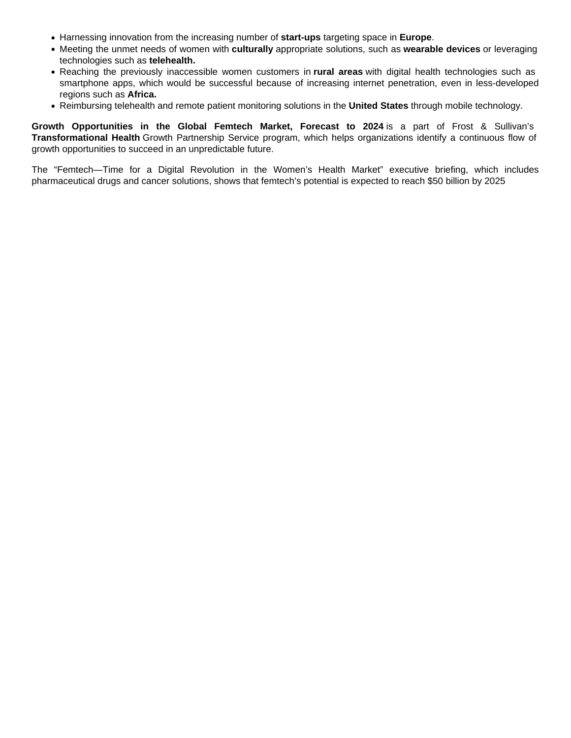- Harnessing innovation from the increasing number of **start-ups** targeting space in **Europe**.
- Meeting the unmet needs of women with **culturally** appropriate solutions, such as **wearable devices** or leveraging technologies such as **telehealth.**
- Reaching the previously inaccessible women customers in **rural areas** with digital health technologies such as smartphone apps, which would be successful because of increasing internet penetration, even in less-developed regions such as **Africa.**
- Reimbursing telehealth and remote patient monitoring solutions in the **United States** through mobile technology.

**Growth Opportunities in the Global Femtech Market, Forecast to 2024** is a part of Frost & Sullivan's **Transformational Health** Growth Partnership Service program, which helps organizations identify a continuous flow of growth opportunities to succeed in an unpredictable future.

The "Femtech—Time for a Digital Revolution in the Women's Health Market" executive briefing, which includes pharmaceutical drugs and cancer solutions, shows that femtech's potential is expected to reach $50 billion by 2025